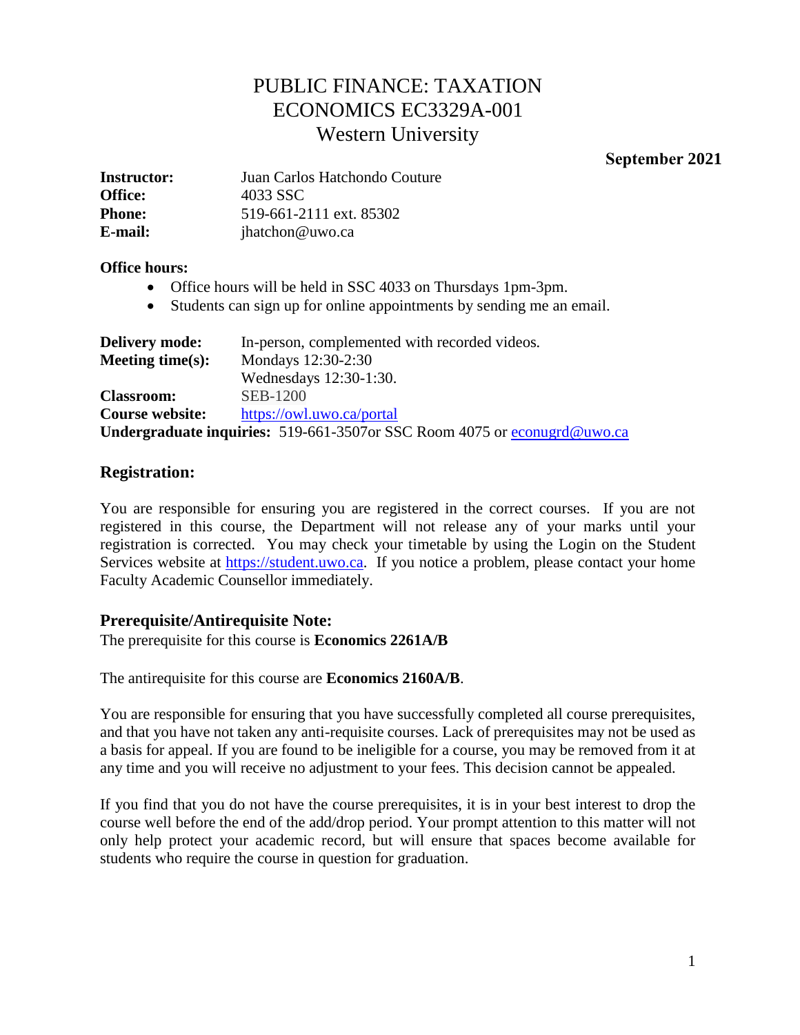# PUBLIC FINANCE: TAXATION
# ECONOMICS EC3329A-001
# Western University

**September 2021**

**Instructor:** Juan Carlos Hatchondo Couture
**Office:** 4033 SSC
**Phone:** 519-661-2111 ext. 85302
**E-mail:** jhatchon@uwo.ca

**Office hours:**

- Office hours will be held in SSC 4033 on Thursdays 1pm-3pm.
- Students can sign up for online appointments by sending me an email.

**Delivery mode:** In-person, complemented with recorded videos.
**Meeting time(s):** Mondays 12:30-2:30
Wednesdays 12:30-1:30.
**Classroom:** SEB-1200
**Course website:** https://owl.uwo.ca/portal
**Undergraduate inquiries:** 519-661-3507or SSC Room 4075 or econugrd@uwo.ca

## Registration:

You are responsible for ensuring you are registered in the correct courses. If you are not registered in this course, the Department will not release any of your marks until your registration is corrected. You may check your timetable by using the Login on the Student Services website at https://student.uwo.ca. If you notice a problem, please contact your home Faculty Academic Counsellor immediately.

## Prerequisite/Antirequisite Note:

The prerequisite for this course is **Economics 2261A/B**

The antirequisite for this course are **Economics 2160A/B**.

You are responsible for ensuring that you have successfully completed all course prerequisites, and that you have not taken any anti-requisite courses. Lack of prerequisites may not be used as a basis for appeal. If you are found to be ineligible for a course, you may be removed from it at any time and you will receive no adjustment to your fees. This decision cannot be appealed.

If you find that you do not have the course prerequisites, it is in your best interest to drop the course well before the end of the add/drop period. Your prompt attention to this matter will not only help protect your academic record, but will ensure that spaces become available for students who require the course in question for graduation.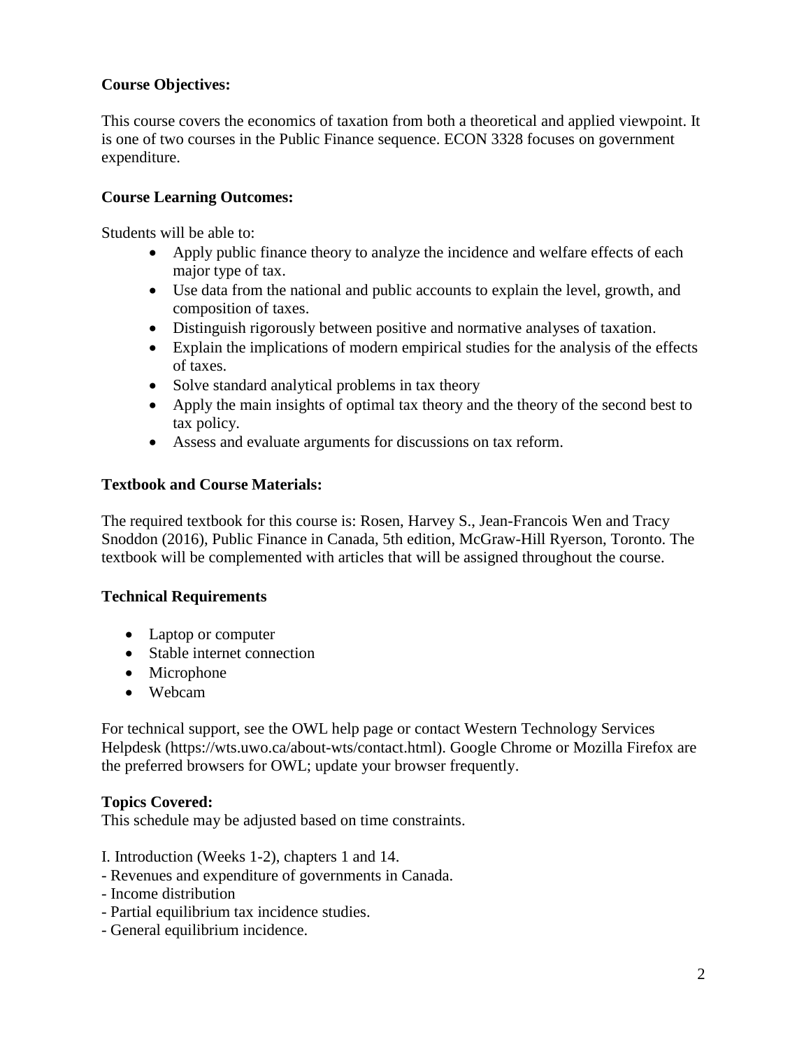**Course Objectives:**

This course covers the economics of taxation from both a theoretical and applied viewpoint. It is one of two courses in the Public Finance sequence. ECON 3328 focuses on government expenditure.

**Course Learning Outcomes:**

Students will be able to:

- Apply public finance theory to analyze the incidence and welfare effects of each major type of tax.
- Use data from the national and public accounts to explain the level, growth, and composition of taxes.
- Distinguish rigorously between positive and normative analyses of taxation.
- Explain the implications of modern empirical studies for the analysis of the effects of taxes.
- Solve standard analytical problems in tax theory
- Apply the main insights of optimal tax theory and the theory of the second best to tax policy.
- Assess and evaluate arguments for discussions on tax reform.

**Textbook and Course Materials:**

The required textbook for this course is: Rosen, Harvey S., Jean-Francois Wen and Tracy Snoddon (2016), Public Finance in Canada, 5th edition, McGraw-Hill Ryerson, Toronto. The textbook will be complemented with articles that will be assigned throughout the course.

**Technical Requirements**

- Laptop or computer
- Stable internet connection
- Microphone
- Webcam

For technical support, see the OWL help page or contact Western Technology Services Helpdesk (https://wts.uwo.ca/about-wts/contact.html). Google Chrome or Mozilla Firefox are the preferred browsers for OWL; update your browser frequently.

**Topics Covered:**
This schedule may be adjusted based on time constraints.

I. Introduction (Weeks 1-2), chapters 1 and 14.
- Revenues and expenditure of governments in Canada.
- Income distribution
- Partial equilibrium tax incidence studies.
- General equilibrium incidence.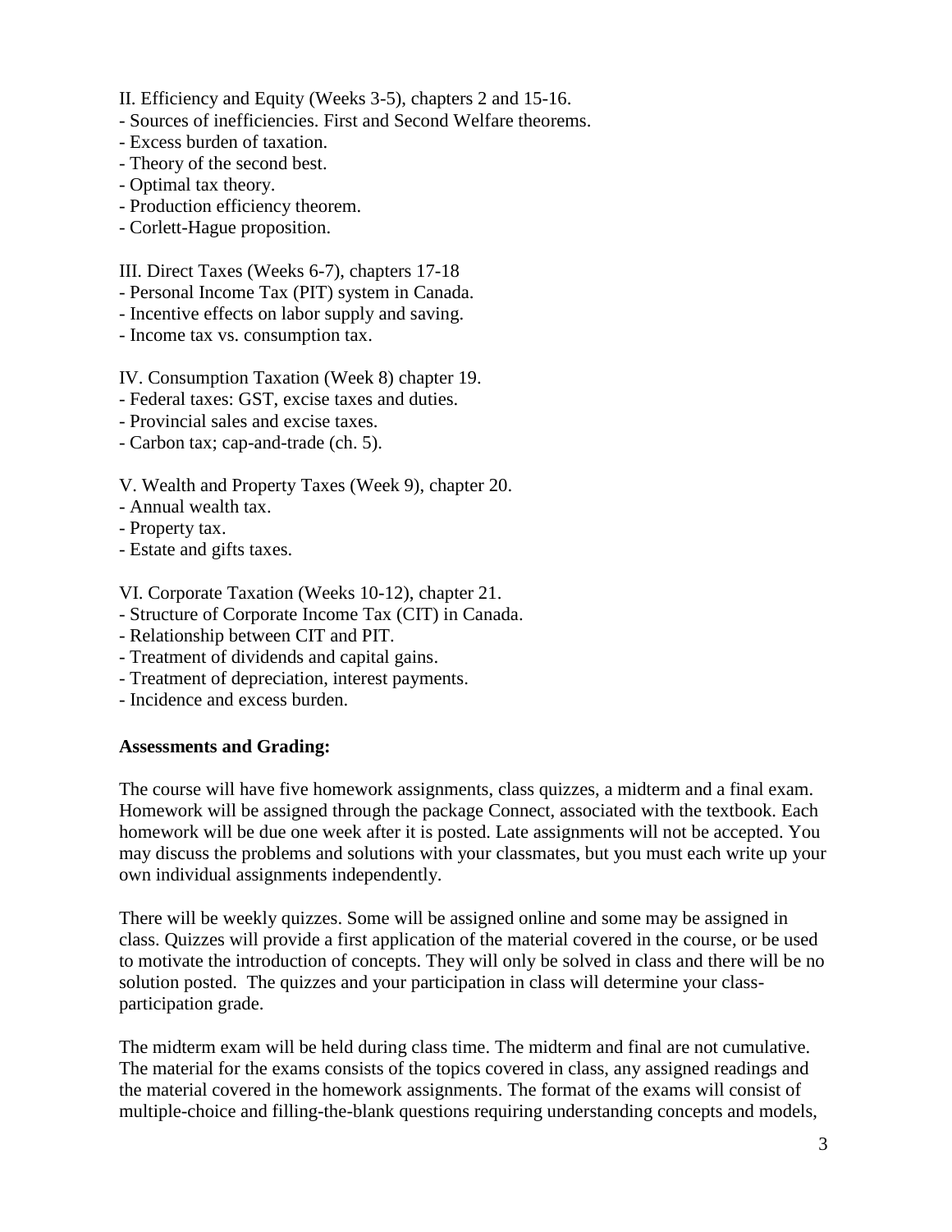II. Efficiency and Equity (Weeks 3-5), chapters 2 and 15-16.

- Sources of inefficiencies. First and Second Welfare theorems.
- Excess burden of taxation.
- Theory of the second best.
- Optimal tax theory.
- Production efficiency theorem.
- Corlett-Hague proposition.

III. Direct Taxes (Weeks 6-7), chapters 17-18

- Personal Income Tax (PIT) system in Canada.
- Incentive effects on labor supply and saving.
- Income tax vs. consumption tax.

IV. Consumption Taxation (Week 8) chapter 19.

- Federal taxes: GST, excise taxes and duties.
- Provincial sales and excise taxes.
- Carbon tax; cap-and-trade (ch. 5).

V. Wealth and Property Taxes (Week 9), chapter 20.

- Annual wealth tax.
- Property tax.
- Estate and gifts taxes.

VI. Corporate Taxation (Weeks 10-12), chapter 21.

- Structure of Corporate Income Tax (CIT) in Canada.
- Relationship between CIT and PIT.
- Treatment of dividends and capital gains.
- Treatment of depreciation, interest payments.
- Incidence and excess burden.

**Assessments and Grading:**

The course will have five homework assignments, class quizzes, a midterm and a final exam. Homework will be assigned through the package Connect, associated with the textbook. Each homework will be due one week after it is posted. Late assignments will not be accepted. You may discuss the problems and solutions with your classmates, but you must each write up your own individual assignments independently.

There will be weekly quizzes. Some will be assigned online and some may be assigned in class. Quizzes will provide a first application of the material covered in the course, or be used to motivate the introduction of concepts. They will only be solved in class and there will be no solution posted. The quizzes and your participation in class will determine your class-participation grade.

The midterm exam will be held during class time. The midterm and final are not cumulative. The material for the exams consists of the topics covered in class, any assigned readings and the material covered in the homework assignments. The format of the exams will consist of multiple-choice and filling-the-blank questions requiring understanding concepts and models,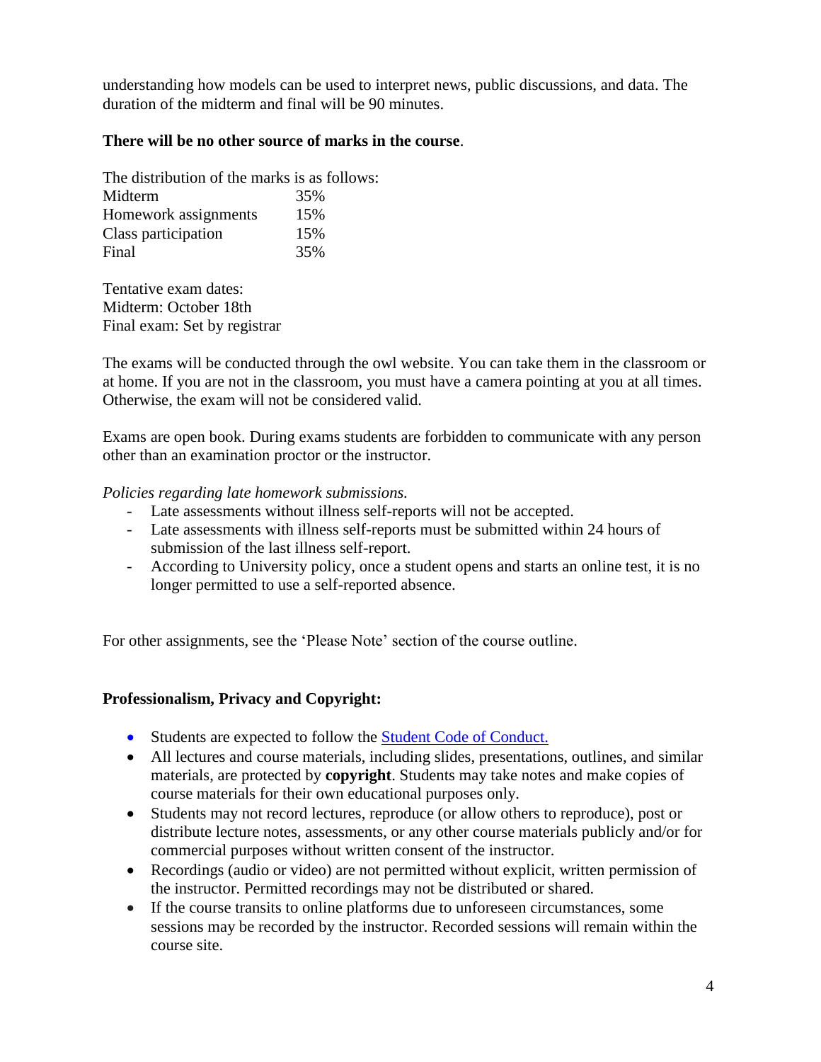understanding how models can be used to interpret news, public discussions, and data. The duration of the midterm and final will be 90 minutes.

**There will be no other source of marks in the course**.

The distribution of the marks is as follows:

| | |
|---|---|
| Midterm | 35% |
| Homework assignments | 15% |
| Class participation | 15% |
| Final | 35% |

Tentative exam dates:
Midterm: October 18th
Final exam: Set by registrar

The exams will be conducted through the owl website. You can take them in the classroom or at home. If you are not in the classroom, you must have a camera pointing at you at all times. Otherwise, the exam will not be considered valid.

Exams are open book. During exams students are forbidden to communicate with any person other than an examination proctor or the instructor.

*Policies regarding late homework submissions.*

- Late assessments without illness self-reports will not be accepted.
- Late assessments with illness self-reports must be submitted within 24 hours of submission of the last illness self-report.
- According to University policy, once a student opens and starts an online test, it is no longer permitted to use a self-reported absence.

For other assignments, see the 'Please Note' section of the course outline.

**Professionalism, Privacy and Copyright:**

- Students are expected to follow the [Student Code of Conduct.]()
- All lectures and course materials, including slides, presentations, outlines, and similar materials, are protected by **copyright**. Students may take notes and make copies of course materials for their own educational purposes only.
- Students may not record lectures, reproduce (or allow others to reproduce), post or distribute lecture notes, assessments, or any other course materials publicly and/or for commercial purposes without written consent of the instructor.
- Recordings (audio or video) are not permitted without explicit, written permission of the instructor. Permitted recordings may not be distributed or shared.
- If the course transits to online platforms due to unforeseen circumstances, some sessions may be recorded by the instructor. Recorded sessions will remain within the course site.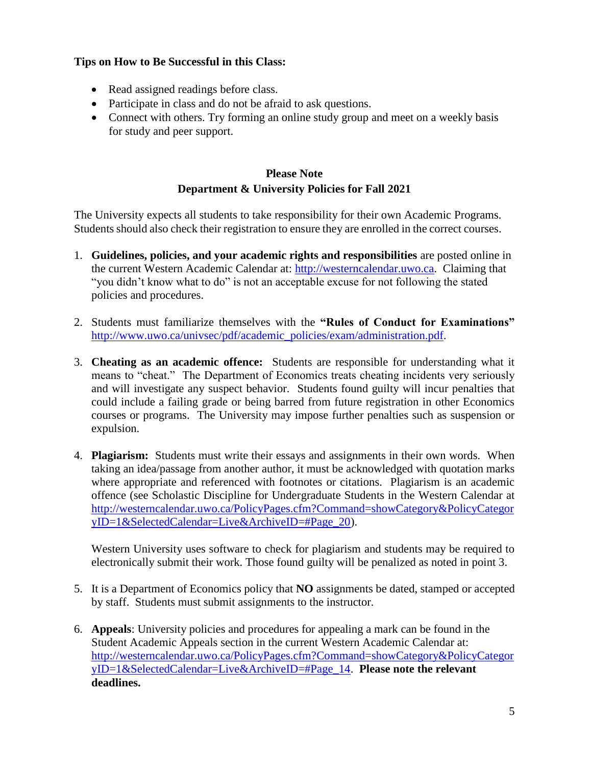**Tips on How to Be Successful in this Class:**

- Read assigned readings before class.
- Participate in class and do not be afraid to ask questions.
- Connect with others. Try forming an online study group and meet on a weekly basis for study and peer support.

**Please Note**
**Department & University Policies for Fall 2021**

The University expects all students to take responsibility for their own Academic Programs. Students should also check their registration to ensure they are enrolled in the correct courses.

1. **Guidelines, policies, and your academic rights and responsibilities** are posted online in the current Western Academic Calendar at: http://westerncalendar.uwo.ca. Claiming that "you didn't know what to do" is not an acceptable excuse for not following the stated policies and procedures.

2. Students must familiarize themselves with the **"Rules of Conduct for Examinations"** http://www.uwo.ca/univsec/pdf/academic_policies/exam/administration.pdf.

3. **Cheating as an academic offence:** Students are responsible for understanding what it means to "cheat." The Department of Economics treats cheating incidents very seriously and will investigate any suspect behavior. Students found guilty will incur penalties that could include a failing grade or being barred from future registration in other Economics courses or programs. The University may impose further penalties such as suspension or expulsion.

4. **Plagiarism:** Students must write their essays and assignments in their own words. When taking an idea/passage from another author, it must be acknowledged with quotation marks where appropriate and referenced with footnotes or citations. Plagiarism is an academic offence (see Scholastic Discipline for Undergraduate Students in the Western Calendar at http://westerncalendar.uwo.ca/PolicyPages.cfm?Command=showCategory&PolicyCategoryID=1&SelectedCalendar=Live&ArchiveID=#Page_20).

   Western University uses software to check for plagiarism and students may be required to electronically submit their work. Those found guilty will be penalized as noted in point 3.

5. It is a Department of Economics policy that **NO** assignments be dated, stamped or accepted by staff. Students must submit assignments to the instructor.

6. **Appeals**: University policies and procedures for appealing a mark can be found in the Student Academic Appeals section in the current Western Academic Calendar at: http://westerncalendar.uwo.ca/PolicyPages.cfm?Command=showCategory&PolicyCategoryID=1&SelectedCalendar=Live&ArchiveID=#Page_14. **Please note the relevant deadlines.**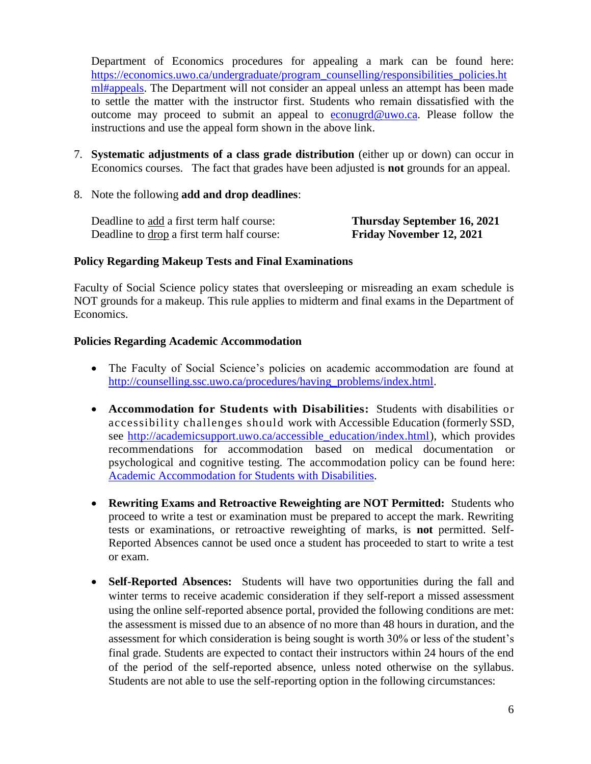Department of Economics procedures for appealing a mark can be found here: [https://economics.uwo.ca/undergraduate/program_counselling/responsibilities_policies.html#appeals](https://economics.uwo.ca/undergraduate/program_counselling/responsibilities_policies.html#appeals). The Department will not consider an appeal unless an attempt has been made to settle the matter with the instructor first. Students who remain dissatisfied with the outcome may proceed to submit an appeal to [econugrd@uwo.ca](mailto:econugrd@uwo.ca). Please follow the instructions and use the appeal form shown in the above link.

7. **Systematic adjustments of a class grade distribution** (either up or down) can occur in Economics courses. The fact that grades have been adjusted is **not** grounds for an appeal.

8. Note the following **add and drop deadlines**:

   | | |
   |---|---|
   | Deadline to add a first term half course: | **Thursday September 16, 2021** |
   | Deadline to drop a first term half course: | **Friday November 12, 2021** |

**Policy Regarding Makeup Tests and Final Examinations**

Faculty of Social Science policy states that oversleeping or misreading an exam schedule is NOT grounds for a makeup. This rule applies to midterm and final exams in the Department of Economics.

**Policies Regarding Academic Accommodation**

- The Faculty of Social Science's policies on academic accommodation are found at [http://counselling.ssc.uwo.ca/procedures/having_problems/index.html](http://counselling.ssc.uwo.ca/procedures/having_problems/index.html).

- **Accommodation for Students with Disabilities:** Students with disabilities or accessibility challenges should work with Accessible Education (formerly SSD, see [http://academicsupport.uwo.ca/accessible_education/index.html](http://academicsupport.uwo.ca/accessible_education/index.html)), which provides recommendations for accommodation based on medical documentation or psychological and cognitive testing. The accommodation policy can be found here: Academic Accommodation for Students with Disabilities.

- **Rewriting Exams and Retroactive Reweighting are NOT Permitted:** Students who proceed to write a test or examination must be prepared to accept the mark. Rewriting tests or examinations, or retroactive reweighting of marks, is **not** permitted. Self-Reported Absences cannot be used once a student has proceeded to start to write a test or exam.

- **Self-Reported Absences:** Students will have two opportunities during the fall and winter terms to receive academic consideration if they self-report a missed assessment using the online self-reported absence portal, provided the following conditions are met: the assessment is missed due to an absence of no more than 48 hours in duration, and the assessment for which consideration is being sought is worth 30% or less of the student's final grade. Students are expected to contact their instructors within 24 hours of the end of the period of the self-reported absence, unless noted otherwise on the syllabus. Students are not able to use the self-reporting option in the following circumstances: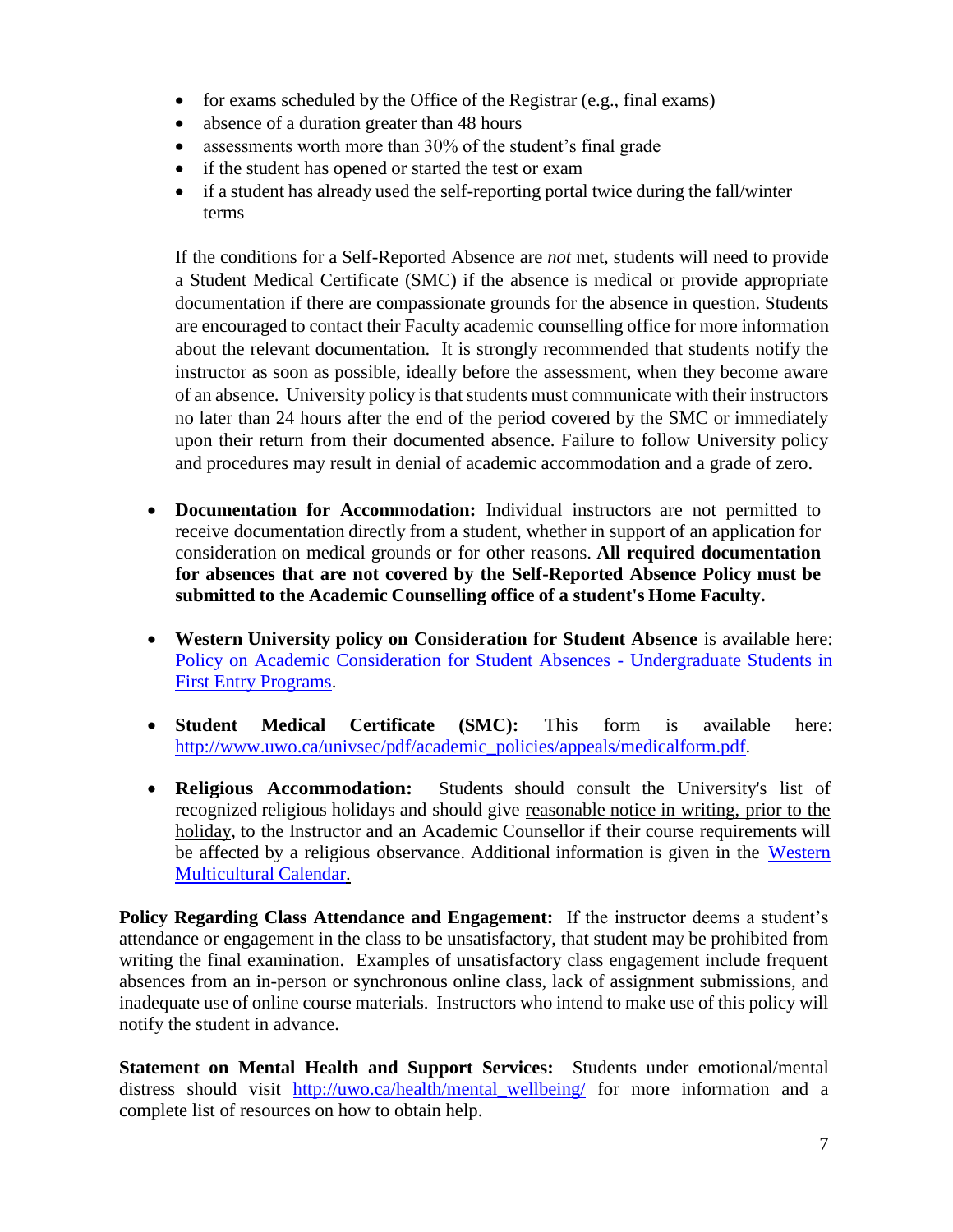- for exams scheduled by the Office of the Registrar (e.g., final exams)
- absence of a duration greater than 48 hours
- assessments worth more than 30% of the student's final grade
- if the student has opened or started the test or exam
- if a student has already used the self-reporting portal twice during the fall/winter terms

If the conditions for a Self-Reported Absence are *not* met, students will need to provide a Student Medical Certificate (SMC) if the absence is medical or provide appropriate documentation if there are compassionate grounds for the absence in question. Students are encouraged to contact their Faculty academic counselling office for more information about the relevant documentation. It is strongly recommended that students notify the instructor as soon as possible, ideally before the assessment, when they become aware of an absence. University policy is that students must communicate with their instructors no later than 24 hours after the end of the period covered by the SMC or immediately upon their return from their documented absence. Failure to follow University policy and procedures may result in denial of academic accommodation and a grade of zero.

- **Documentation for Accommodation:** Individual instructors are not permitted to receive documentation directly from a student, whether in support of an application for consideration on medical grounds or for other reasons. **All required documentation for absences that are not covered by the Self-Reported Absence Policy must be submitted to the Academic Counselling office of a student's Home Faculty.**

- **Western University policy on Consideration for Student Absence** is available here: [Policy on Academic Consideration for Student Absences - Undergraduate Students in First Entry Programs]().

- **Student Medical Certificate (SMC):** This form is available here: [http://www.uwo.ca/univsec/pdf/academic_policies/appeals/medicalform.pdf](http://www.uwo.ca/univsec/pdf/academic_policies/appeals/medicalform.pdf).

- **Religious Accommodation:** Students should consult the University's list of recognized religious holidays and should give reasonable notice in writing, prior to the holiday, to the Instructor and an Academic Counsellor if their course requirements will be affected by a religious observance. Additional information is given in the [Western Multicultural Calendar.]()

**Policy Regarding Class Attendance and Engagement:** If the instructor deems a student's attendance or engagement in the class to be unsatisfactory, that student may be prohibited from writing the final examination. Examples of unsatisfactory class engagement include frequent absences from an in-person or synchronous online class, lack of assignment submissions, and inadequate use of online course materials. Instructors who intend to make use of this policy will notify the student in advance.

**Statement on Mental Health and Support Services:** Students under emotional/mental distress should visit [http://uwo.ca/health/mental_wellbeing/](http://uwo.ca/health/mental_wellbeing/) for more information and a complete list of resources on how to obtain help.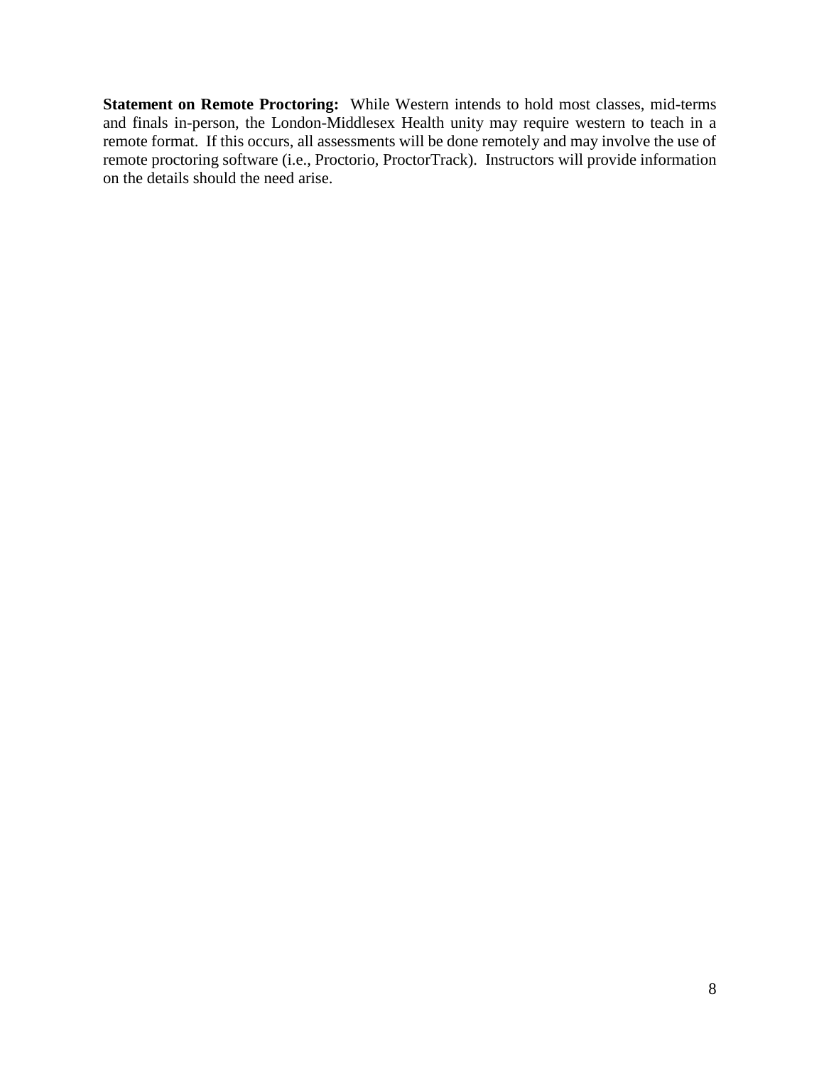**Statement on Remote Proctoring:** While Western intends to hold most classes, mid-terms and finals in-person, the London-Middlesex Health unity may require western to teach in a remote format. If this occurs, all assessments will be done remotely and may involve the use of remote proctoring software (i.e., Proctorio, ProctorTrack). Instructors will provide information on the details should the need arise.